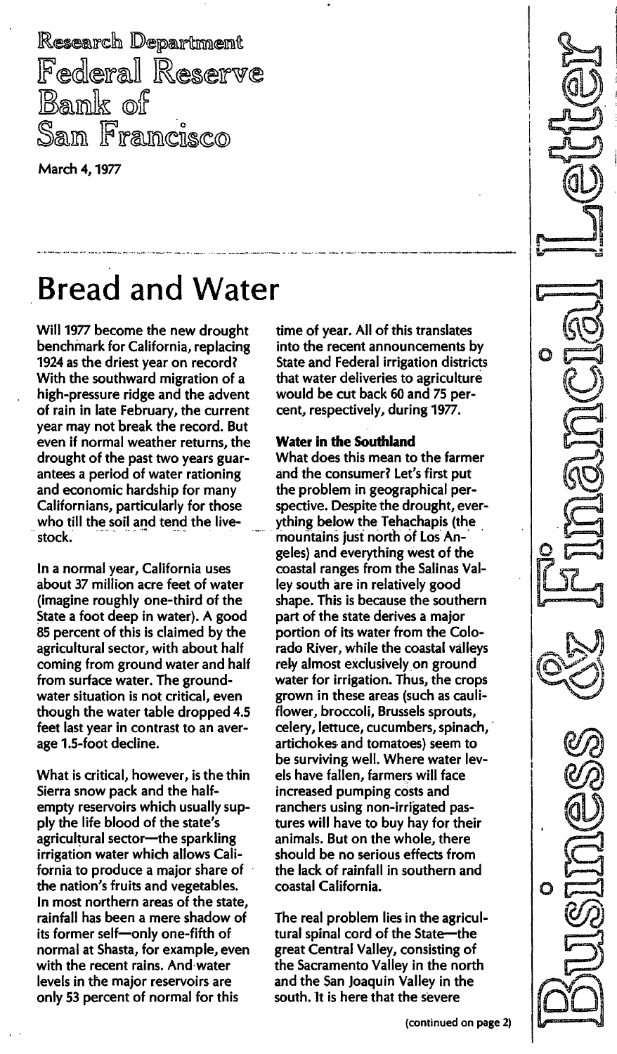Research Department
Federal Reserve
Bank of
San Francisco

March 4, 1977

Business & Financial Letter

# Bread and Water

Will 1977 become the new drought benchmark for California, replacing 1924 as the driest year on record? With the southward migration of a high-pressure ridge and the advent of rain in late February, the current year may not break the record. But even if normal weather returns, the drought of the past two years guarantees a period of water rationing and economic hardship for many Californians, particularly for those who till the soil and tend the livestock.

In a normal year, California uses about 37 million acre feet of water (imagine roughly one-third of the State a foot deep in water). A good 85 percent of this is claimed by the agricultural sector, with about half coming from ground water and half from surface water. The groundwater situation is not critical, even though the water table dropped 4.5 feet last year in contrast to an average 1.5-foot decline.

What is critical, however, is the thin Sierra snow pack and the half-empty reservoirs which usually supply the life blood of the state's agricultural sector—the sparkling irrigation water which allows California to produce a major share of the nation's fruits and vegetables. In most northern areas of the state, rainfall has been a mere shadow of its former self—only one-fifth of normal at Shasta, for example, even with the recent rains. And water levels in the major reservoirs are only 53 percent of normal for this time of year. All of this translates into the recent announcements by State and Federal irrigation districts that water deliveries to agriculture would be cut back 60 and 75 percent, respectively, during 1977.

**Water in the Southland**

What does this mean to the farmer and the consumer? Let's first put the problem in geographical perspective. Despite the drought, everything below the Tehachapis (the mountains just north of Los Angeles) and everything west of the coastal ranges from the Salinas Valley south are in relatively good shape. This is because the southern part of the state derives a major portion of its water from the Colorado River, while the coastal valleys rely almost exclusively on ground water for irrigation. Thus, the crops grown in these areas (such as cauliflower, broccoli, Brussels sprouts, celery, lettuce, cucumbers, spinach, artichokes and tomatoes) seem to be surviving well. Where water levels have fallen, farmers will face increased pumping costs and ranchers using non-irrigated pastures will have to buy hay for their animals. But on the whole, there should be no serious effects from the lack of rainfall in southern and coastal California.

The real problem lies in the agricultural spinal cord of the State—the great Central Valley, consisting of the Sacramento Valley in the north and the San Joaquin Valley in the south. It is here that the severe

(continued on page 2)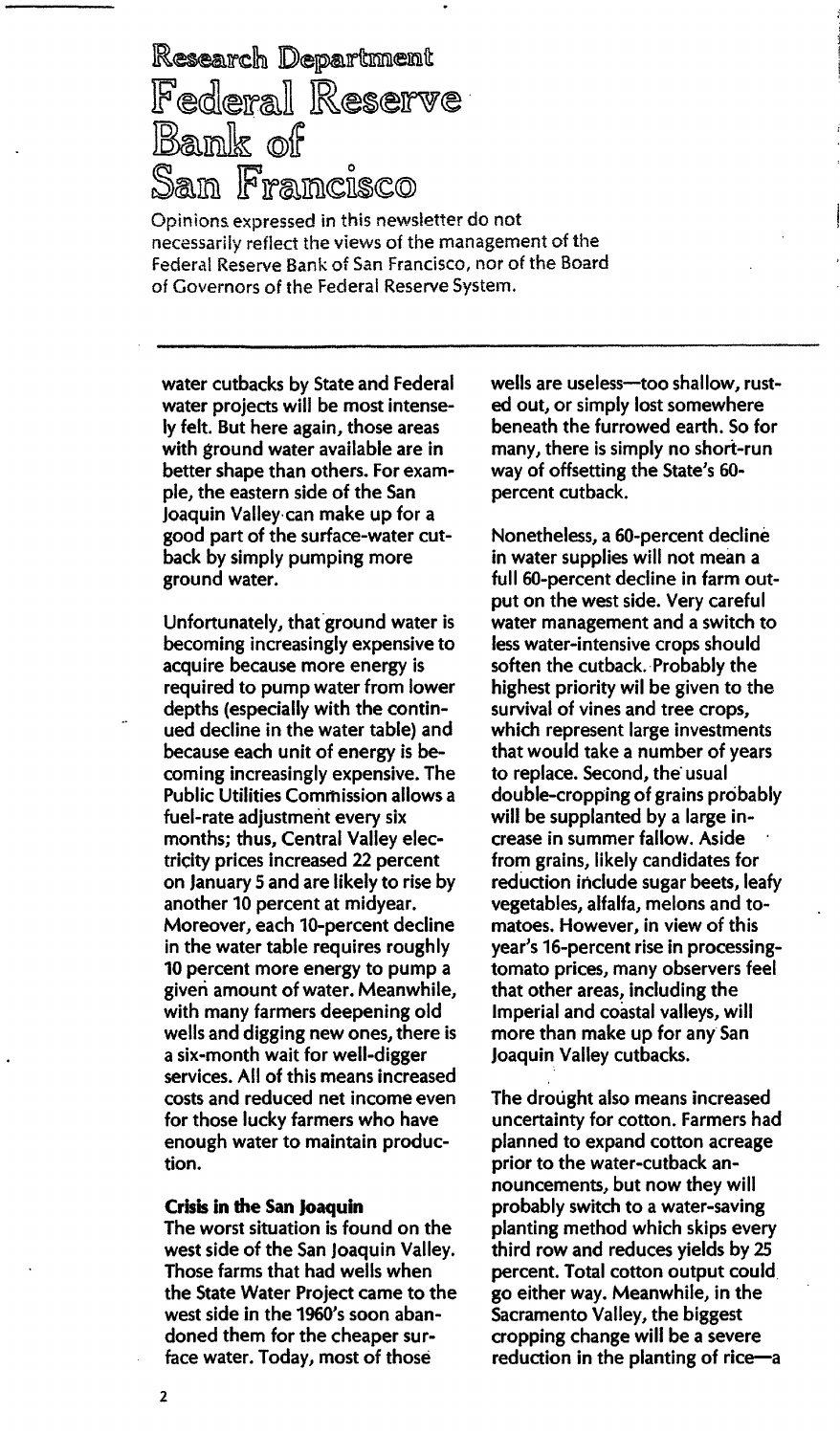# Research Department Federal Reserve Bank of San Francisco

Opinions expressed in this newsletter do not necessarily reflect the views of the management of the Federal Reserve Bank of San Francisco, nor of the Board of Governors of the Federal Reserve System.

water cutbacks by State and Federal water projects will be most intensely felt. But here again, those areas with ground water available are in better shape than others. For example, the eastern side of the San Joaquin Valley can make up for a good part of the surface-water cutback by simply pumping more ground water.

Unfortunately, that ground water is becoming increasingly expensive to acquire because more energy is required to pump water from lower depths (especially with the continued decline in the water table) and because each unit of energy is becoming increasingly expensive. The Public Utilities Commission allows a fuel-rate adjustment every six months; thus, Central Valley electricity prices increased 22 percent on January 5 and are likely to rise by another 10 percent at midyear. Moreover, each 10-percent decline in the water table requires roughly 10 percent more energy to pump a given amount of water. Meanwhile, with many farmers deepening old wells and digging new ones, there is a six-month wait for well-digger services. All of this means increased costs and reduced net income even for those lucky farmers who have enough water to maintain production.

**Crisis in the San Joaquin**

The worst situation is found on the west side of the San Joaquin Valley. Those farms that had wells when the State Water Project came to the west side in the 1960's soon abandoned them for the cheaper surface water. Today, most of those wells are useless—too shallow, rusted out, or simply lost somewhere beneath the furrowed earth. So for many, there is simply no short-run way of offsetting the State's 60-percent cutback.

Nonetheless, a 60-percent decline in water supplies will not mean a full 60-percent decline in farm output on the west side. Very careful water management and a switch to less water-intensive crops should soften the cutback. Probably the highest priority wil be given to the survival of vines and tree crops, which represent large investments that would take a number of years to replace. Second, the usual double-cropping of grains probably will be supplanted by a large increase in summer fallow. Aside from grains, likely candidates for reduction include sugar beets, leafy vegetables, alfalfa, melons and tomatoes. However, in view of this year's 16-percent rise in processing-tomato prices, many observers feel that other areas, including the Imperial and coastal valleys, will more than make up for any San Joaquin Valley cutbacks.

The drought also means increased uncertainty for cotton. Farmers had planned to expand cotton acreage prior to the water-cutback announcements, but now they will probably switch to a water-saving planting method which skips every third row and reduces yields by 25 percent. Total cotton output could go either way. Meanwhile, in the Sacramento Valley, the biggest cropping change will be a severe reduction in the planting of rice—a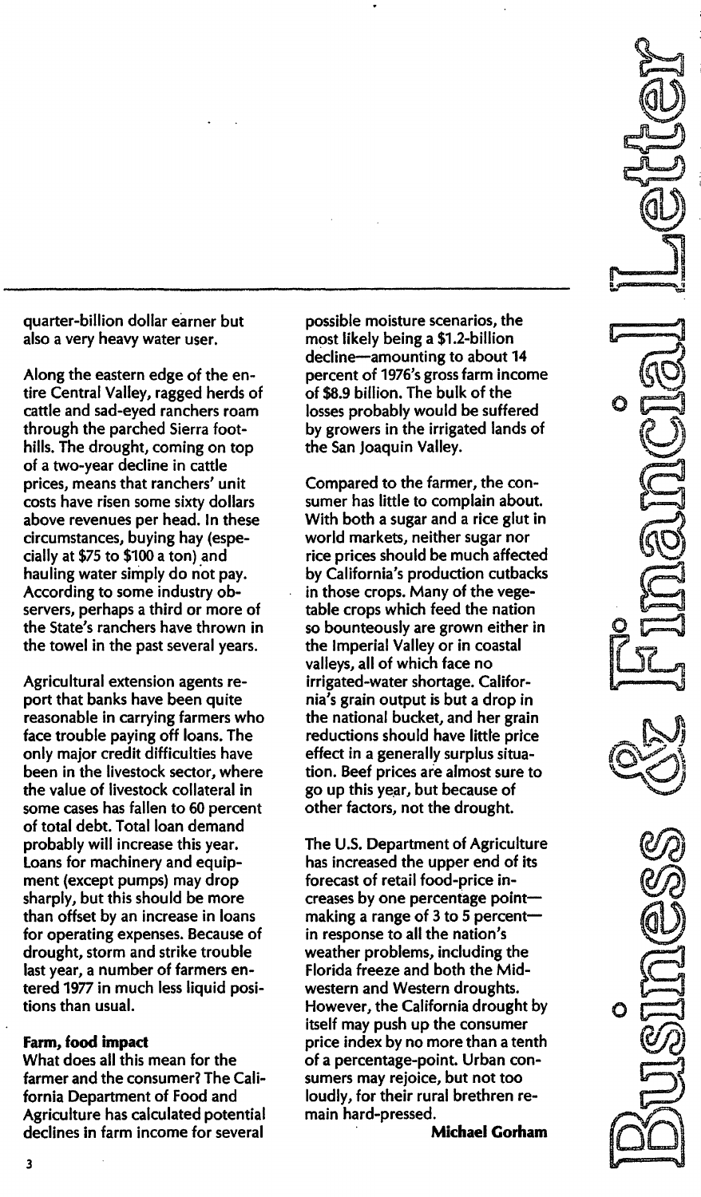quarter-billion dollar earner but also a very heavy water user.

Along the eastern edge of the entire Central Valley, ragged herds of cattle and sad-eyed ranchers roam through the parched Sierra foothills. The drought, coming on top of a two-year decline in cattle prices, means that ranchers' unit costs have risen some sixty dollars above revenues per head. In these circumstances, buying hay (especially at $75 to $100 a ton) and hauling water simply do not pay. According to some industry observers, perhaps a third or more of the State's ranchers have thrown in the towel in the past several years.

Agricultural extension agents report that banks have been quite reasonable in carrying farmers who face trouble paying off loans. The only major credit difficulties have been in the livestock sector, where the value of livestock collateral in some cases has fallen to 60 percent of total debt. Total loan demand probably will increase this year. Loans for machinery and equipment (except pumps) may drop sharply, but this should be more than offset by an increase in loans for operating expenses. Because of drought, storm and strike trouble last year, a number of farmers entered 1977 in much less liquid positions than usual.

**Farm, food impact**

What does all this mean for the farmer and the consumer? The California Department of Food and Agriculture has calculated potential declines in farm income for several possible moisture scenarios, the most likely being a $1.2-billion decline—amounting to about 14 percent of 1976's gross farm income of $8.9 billion. The bulk of the losses probably would be suffered by growers in the irrigated lands of the San Joaquin Valley.

Compared to the farmer, the consumer has little to complain about. With both a sugar and a rice glut in world markets, neither sugar nor rice prices should be much affected by California's production cutbacks in those crops. Many of the vegetable crops which feed the nation so bounteously are grown either in the Imperial Valley or in coastal valleys, all of which face no irrigated-water shortage. California's grain output is but a drop in the national bucket, and her grain reductions should have little price effect in a generally surplus situation. Beef prices are almost sure to go up this year, but because of other factors, not the drought.

The U.S. Department of Agriculture has increased the upper end of its forecast of retail food-price increases by one percentage point—making a range of 3 to 5 percent—in response to all the nation's weather problems, including the Florida freeze and both the Midwestern and Western droughts. However, the California drought by itself may push up the consumer price index by no more than a tenth of a percentage-point. Urban consumers may rejoice, but not too loudly, for their rural brethren remain hard-pressed.

**Michael Gorham**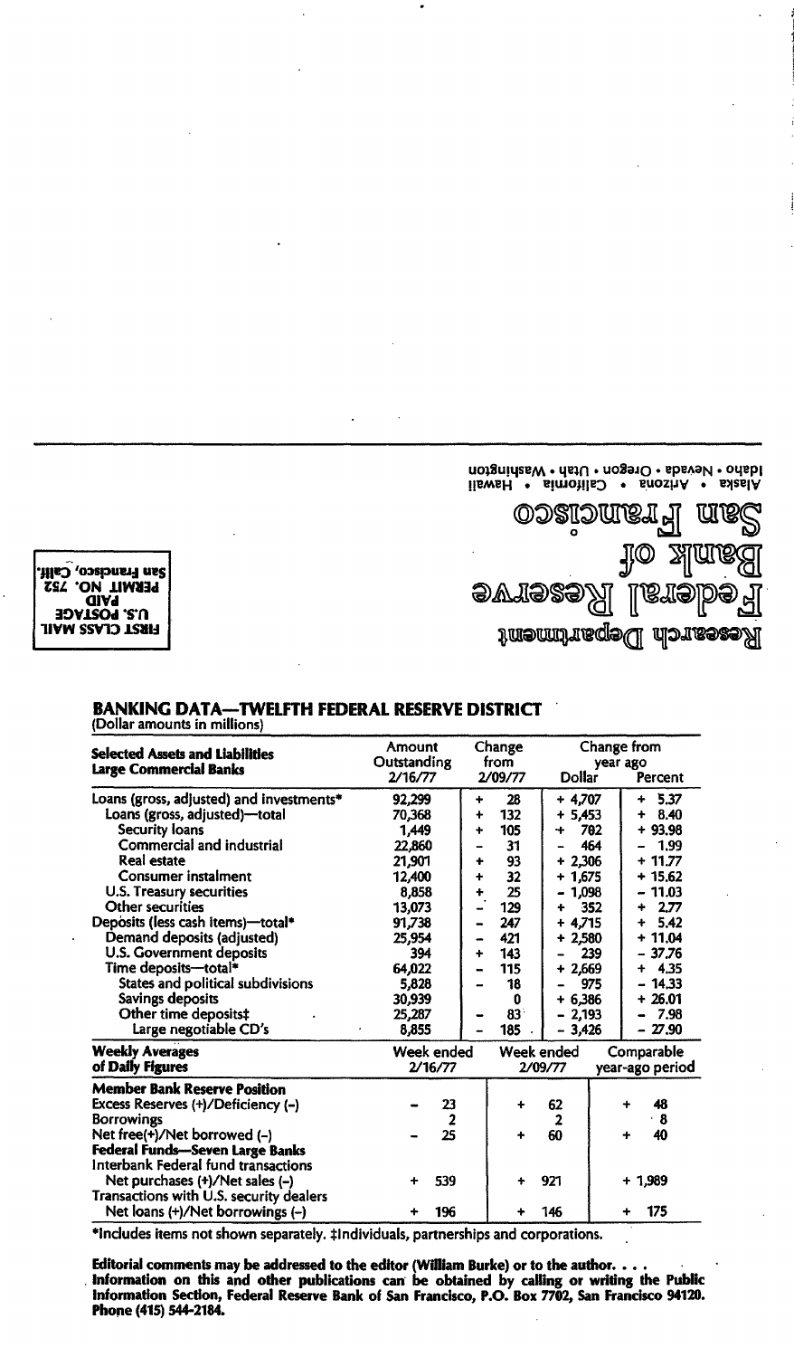Research Department

Federal Reserve Bank of San Francisco

Alaska • Arizona • California • Hawaii
Idaho • Nevada • Oregon • Utah • Washington

FIRST CLASS MAIL
U.S. POSTAGE
PAID
PERMIT NO. 752
San Francisco, Calif.

## BANKING DATA—TWELFTH FEDERAL RESERVE DISTRICT

(Dollar amounts in millions)

| Selected Assets and Liabilities<br>Large Commercial Banks | Amount Outstanding 2/16/77 | Change from 2/09/77 | Change from year ago Dollar | Change from year ago Percent |
|---|---|---|---|---|
| Loans (gross, adjusted) and investments* | 92,299 | + 28 | + 4,707 | + 5.37 |
| Loans (gross, adjusted)—total | 70,368 | + 132 | + 5,453 | + 8.40 |
| Security loans | 1,449 | + 105 | + 702 | + 93.98 |
| Commercial and industrial | 22,860 | − 31 | − 464 | − 1.99 |
| Real estate | 21,901 | + 93 | + 2,306 | + 11.77 |
| Consumer instalment | 12,400 | + 32 | + 1,675 | + 15.62 |
| U.S. Treasury securities | 8,858 | + 25 | − 1,098 | − 11.03 |
| Other securities | 13,073 | − 129 | + 352 | + 2.77 |
| Deposits (less cash items)—total* | 91,738 | − 247 | + 4,715 | + 5.42 |
| Demand deposits (adjusted) | 25,954 | − 421 | + 2,580 | + 11.04 |
| U.S. Government deposits | 394 | + 143 | − 239 | − 37.76 |
| Time deposits—total* | 64,022 | − 115 | + 2,669 | + 4.35 |
| States and political subdivisions | 5,828 | − 18 | − 975 | − 14.33 |
| Savings deposits | 30,939 | 0 | + 6,386 | + 26.01 |
| Other time deposits‡ | 25,287 | − 83 | − 2,193 | − 7.98 |
| Large negotiable CD's | 8,855 | − 185 | − 3,426 | − 27.90 |

| Weekly Averages of Daily Figures | Week ended 2/16/77 | Week ended 2/09/77 | Comparable year-ago period |
|---|---|---|---|
| **Member Bank Reserve Position** | | | |
| Excess Reserves (+)/Deficiency (−) | − 23 | + 62 | + 48 |
| Borrowings | 2 | 2 | 8 |
| Net free(+)/Net borrowed (−) | − 25 | + 60 | + 40 |
| **Federal Funds—Seven Large Banks** | | | |
| Interbank Federal fund transactions | | | |
| Net purchases (+)/Net sales (−) | + 539 | + 921 | + 1,989 |
| Transactions with U.S. security dealers | | | |
| Net loans (+)/Net borrowings (−) | + 196 | + 146 | + 175 |

*Includes items not shown separately. ‡Individuals, partnerships and corporations.

**Editorial comments may be addressed to the editor (William Burke) or to the author. . . .
Information on this and other publications can be obtained by calling or writing the Public Information Section, Federal Reserve Bank of San Francisco, P.O. Box 7702, San Francisco 94120. Phone (415) 544-2184.**